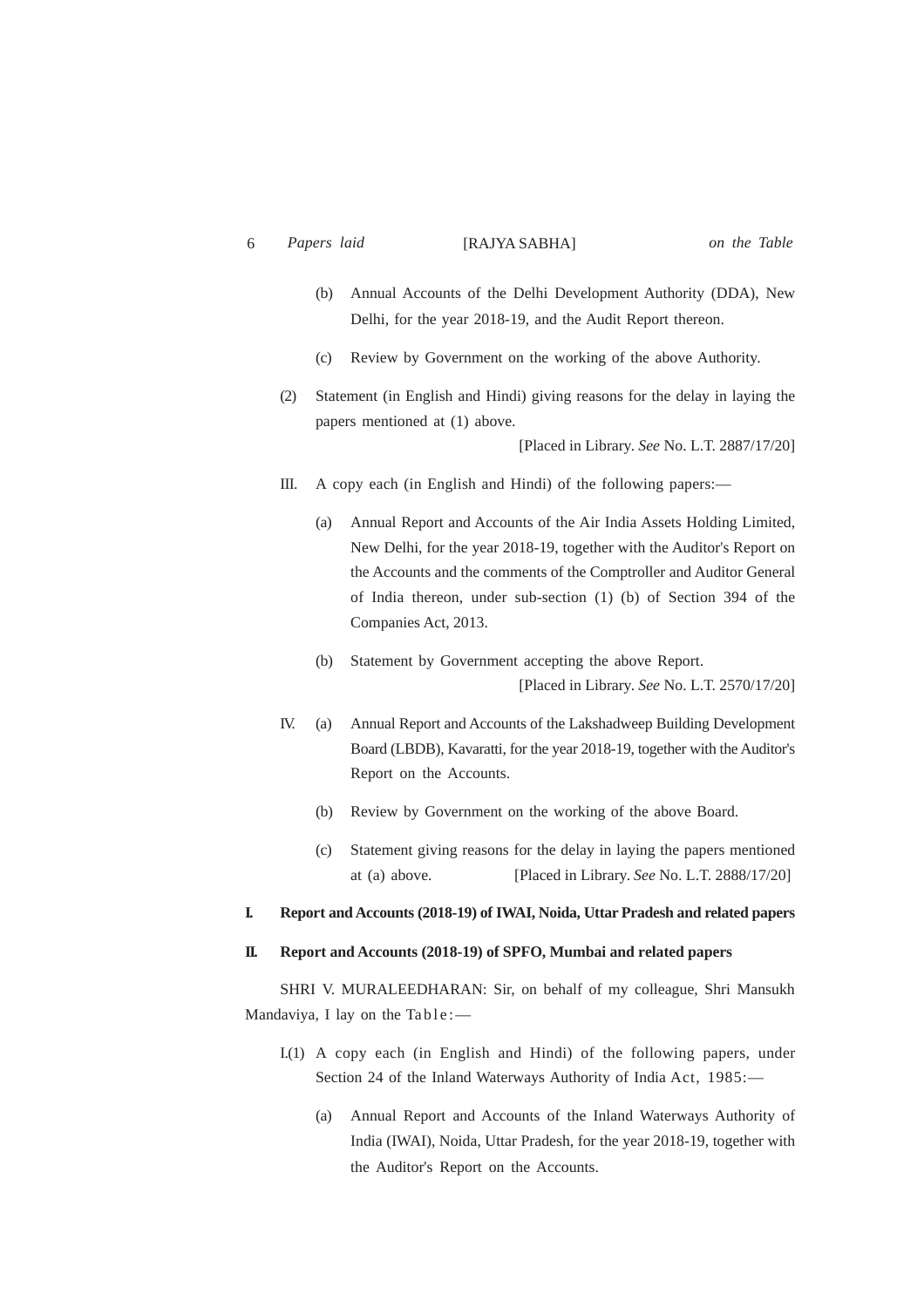(b) Annual Accounts of the Delhi Development Authority (DDA), New Delhi, for the year 2018-19, and the Audit Report thereon.

(c) Review by Government on the working of the above Authority.

(2) Statement (in English and Hindi) giving reasons for the delay in laying the papers mentioned at (1) above.

[Placed in Library. *See* No. L.T. 2887/17/20]

III. A copy each (in English and Hindi) of the following papers:—

(a) Annual Report and Accounts of the Air India Assets Holding Limited, New Delhi, for the year 2018-19, together with the Auditor's Report on the Accounts and the comments of the Comptroller and Auditor General of India thereon, under sub-section (1) (b) of Section 394 of the Companies Act, 2013.

(b) Statement by Government accepting the above Report.

[Placed in Library. *See* No. L.T. 2570/17/20]

IV. (a) Annual Report and Accounts of the Lakshadweep Building Development Board (LBDB), Kavaratti, for the year 2018-19, together with the Auditor's Report on the Accounts.

(b) Review by Government on the working of the above Board.

(c) Statement giving reasons for the delay in laying the papers mentioned at (a) above. [Placed in Library. *See* No. L.T. 2888/17/20]

**I. Report and Accounts (2018-19) of IWAI, Noida, Uttar Pradesh and related papers**

**II. Report and Accounts (2018-19) of SPFO, Mumbai and related papers**

SHRI V. MURALEEDHARAN: Sir, on behalf of my colleague, Shri Mansukh Mandaviya, I lay on the Table:—

I.(1) A copy each (in English and Hindi) of the following papers, under Section 24 of the Inland Waterways Authority of India Act, 1985:—

(a) Annual Report and Accounts of the Inland Waterways Authority of India (IWAI), Noida, Uttar Pradesh, for the year 2018-19, together with the Auditor's Report on the Accounts.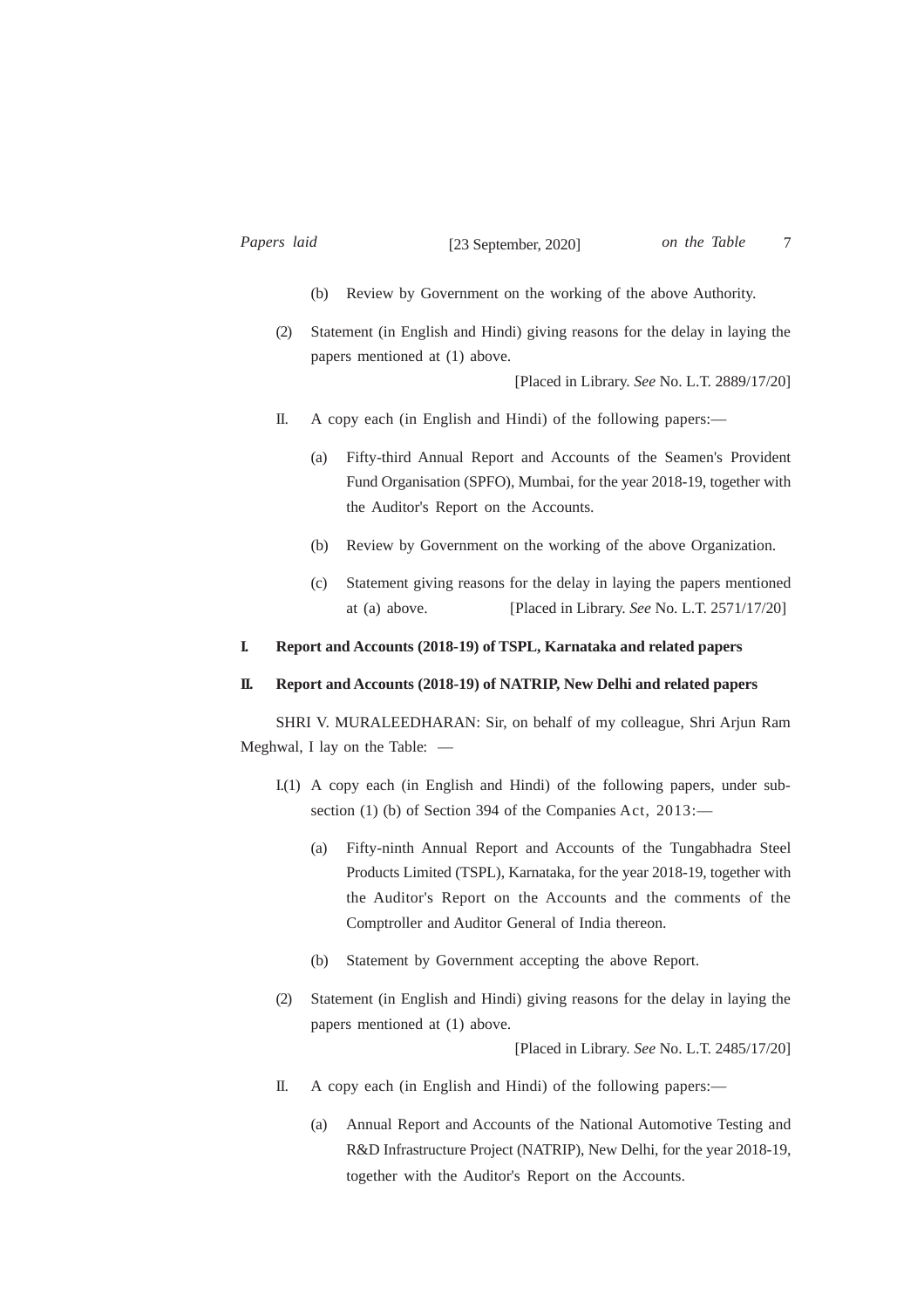(b) Review by Government on the working of the above Authority.

(2) Statement (in English and Hindi) giving reasons for the delay in laying the papers mentioned at (1) above.

[Placed in Library. *See* No. L.T. 2889/17/20]

II. A copy each (in English and Hindi) of the following papers:—

(a) Fifty-third Annual Report and Accounts of the Seamen's Provident Fund Organisation (SPFO), Mumbai, for the year 2018-19, together with the Auditor's Report on the Accounts.

(b) Review by Government on the working of the above Organization.

(c) Statement giving reasons for the delay in laying the papers mentioned at (a) above. [Placed in Library. *See* No. L.T. 2571/17/20]

**I. Report and Accounts (2018-19) of TSPL, Karnataka and related papers**

**II. Report and Accounts (2018-19) of NATRIP, New Delhi and related papers**

SHRI V. MURALEEDHARAN: Sir, on behalf of my colleague, Shri Arjun Ram Meghwal, I lay on the Table: —

I.(1) A copy each (in English and Hindi) of the following papers, under sub-section (1) (b) of Section 394 of the Companies Act, 2013:—

(a) Fifty-ninth Annual Report and Accounts of the Tungabhadra Steel Products Limited (TSPL), Karnataka, for the year 2018-19, together with the Auditor's Report on the Accounts and the comments of the Comptroller and Auditor General of India thereon.

(b) Statement by Government accepting the above Report.

(2) Statement (in English and Hindi) giving reasons for the delay in laying the papers mentioned at (1) above.

[Placed in Library. *See* No. L.T. 2485/17/20]

II. A copy each (in English and Hindi) of the following papers:—

(a) Annual Report and Accounts of the National Automotive Testing and R&D Infrastructure Project (NATRIP), New Delhi, for the year 2018-19, together with the Auditor's Report on the Accounts.